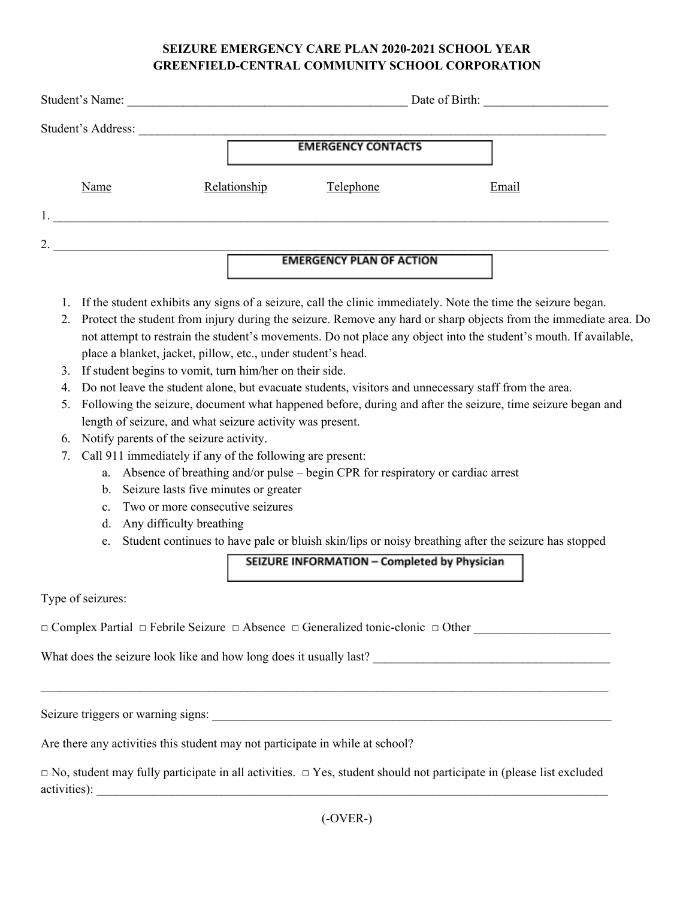# SEIZURE EMERGENCY CARE PLAN 2020-2021 SCHOOL YEAR
# GREENFIELD-CENTRAL COMMUNITY SCHOOL CORPORATION

Student's Name: _____________________________________________ Date of Birth: ___________________

Student's Address: ___________________________________________________________________________

## EMERGENCY CONTACTS

| Name | Relationship | Telephone | Email |
|---|---|---|---|
| 1. | | | |
| 2. | | | |

## EMERGENCY PLAN OF ACTION

1. If the student exhibits any signs of a seizure, call the clinic immediately. Note the time the seizure began.
2. Protect the student from injury during the seizure. Remove any hard or sharp objects from the immediate area. Do not attempt to restrain the student's movements. Do not place any object into the student's mouth. If available, place a blanket, jacket, pillow, etc., under student's head.
3. If student begins to vomit, turn him/her on their side.
4. Do not leave the student alone, but evacuate students, visitors and unnecessary staff from the area.
5. Following the seizure, document what happened before, during and after the seizure, time seizure began and length of seizure, and what seizure activity was present.
6. Notify parents of the seizure activity.
7. Call 911 immediately if any of the following are present:
   a. Absence of breathing and/or pulse – begin CPR for respiratory or cardiac arrest
   b. Seizure lasts five minutes or greater
   c. Two or more consecutive seizures
   d. Any difficulty breathing
   e. Student continues to have pale or bluish skin/lips or noisy breathing after the seizure has stopped

## SEIZURE INFORMATION – Completed by Physician

Type of seizures:

□ Complex Partial □ Febrile Seizure □ Absence □ Generalized tonic-clonic □ Other _____________________

What does the seizure look like and how long does it usually last? ______________________________________

_______________________________________________________________________________________________

Seizure triggers or warning signs: ______________________________________________________________

Are there any activities this student may not participate in while at school?

□ No, student may fully participate in all activities. □ Yes, student should not participate in (please list excluded activities): ______________________________________________________________________________

(-OVER-)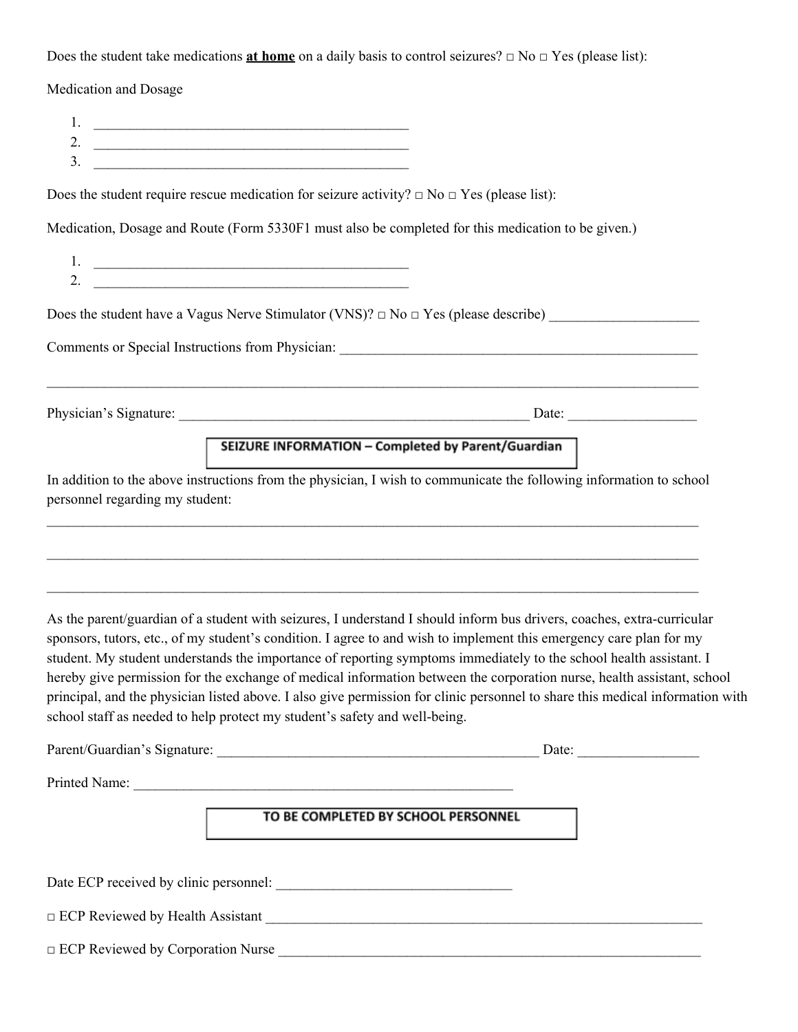Does the student take medications **at home** on a daily basis to control seizures? □ No □ Yes (please list):

Medication and Dosage

1. ______________________________________________
2. ______________________________________________
3. ______________________________________________

Does the student require rescue medication for seizure activity? □ No □ Yes (please list):

Medication, Dosage and Route (Form 5330F1 must also be completed for this medication to be given.)

1. ______________________________________________
2. ______________________________________________

Does the student have a Vagus Nerve Stimulator (VNS)? □ No □ Yes (please describe) _____________________

Comments or Special Instructions from Physician: _____________________________________________________

_______________________________________________________________________________________________

Physician's Signature: ___________________________________________________ Date: __________________

**SEIZURE INFORMATION – Completed by Parent/Guardian**

In addition to the above instructions from the physician, I wish to communicate the following information to school personnel regarding my student:

_______________________________________________________________________________________________

_______________________________________________________________________________________________

_______________________________________________________________________________________________

As the parent/guardian of a student with seizures, I understand I should inform bus drivers, coaches, extra-curricular sponsors, tutors, etc., of my student's condition. I agree to and wish to implement this emergency care plan for my student. My student understands the importance of reporting symptoms immediately to the school health assistant. I hereby give permission for the exchange of medical information between the corporation nurse, health assistant, school principal, and the physician listed above. I also give permission for clinic personnel to share this medical information with school staff as needed to help protect my student's safety and well-being.

Parent/Guardian's Signature: ______________________________________________ Date: _________________

Printed Name: _______________________________________________________

**TO BE COMPLETED BY SCHOOL PERSONNEL**

Date ECP received by clinic personnel: _________________________________

□ ECP Reviewed by Health Assistant _________________________________________________________________

□ ECP Reviewed by Corporation Nurse _______________________________________________________________